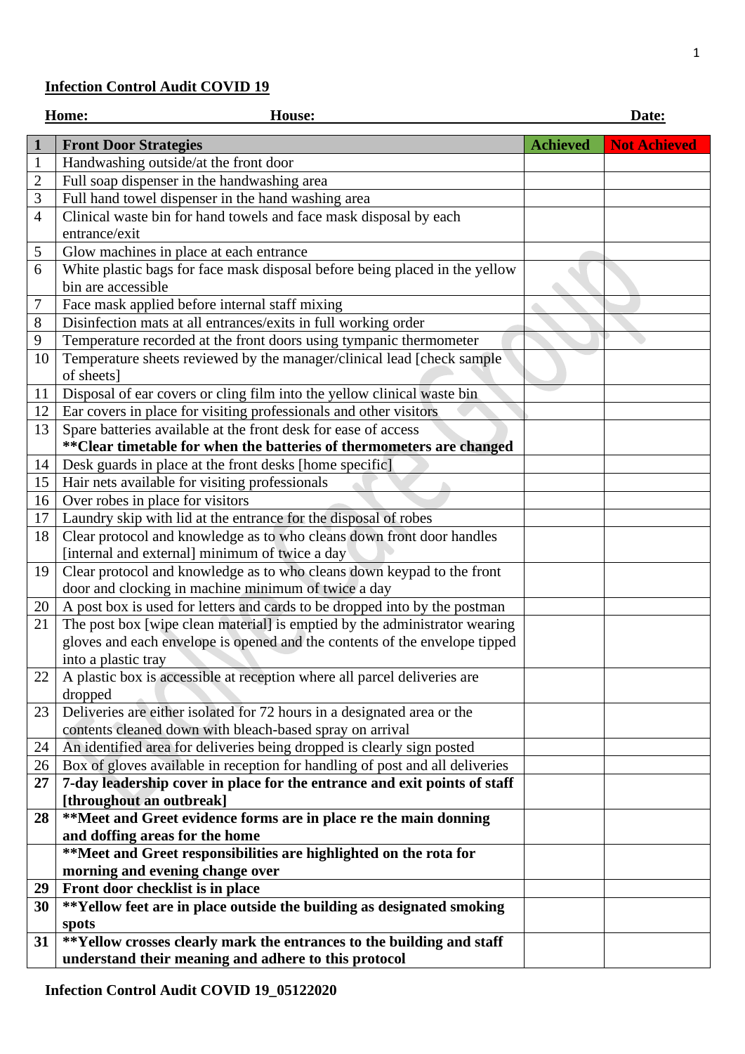**Infection Control Audit COVID 19**

**Home:** **House:** **Date:**

| **1** | **Front Door Strategies** | **Achieved** | **Not Achieved** |
|---|---|---|---|
| 1 | Handwashing outside/at the front door | | |
| 2 | Full soap dispenser in the handwashing area | | |
| 3 | Full hand towel dispenser in the hand washing area | | |
| 4 | Clinical waste bin for hand towels and face mask disposal by each entrance/exit | | |
| 5 | Glow machines in place at each entrance | | |
| 6 | White plastic bags for face mask disposal before being placed in the yellow bin are accessible | | |
| 7 | Face mask applied before internal staff mixing | | |
| 8 | Disinfection mats at all entrances/exits in full working order | | |
| 9 | Temperature recorded at the front doors using tympanic thermometer | | |
| 10 | Temperature sheets reviewed by the manager/clinical lead [check sample of sheets] | | |
| 11 | Disposal of ear covers or cling film into the yellow clinical waste bin | | |
| 12 | Ear covers in place for visiting professionals and other visitors | | |
| 13 | Spare batteries available at the front desk for ease of access **\*\*Clear timetable for when the batteries of thermometers are changed** | | |
| 14 | Desk guards in place at the front desks [home specific] | | |
| 15 | Hair nets available for visiting professionals | | |
| 16 | Over robes in place for visitors | | |
| 17 | Laundry skip with lid at the entrance for the disposal of robes | | |
| 18 | Clear protocol and knowledge as to who cleans down front door handles [internal and external] minimum of twice a day | | |
| 19 | Clear protocol and knowledge as to who cleans down keypad to the front door and clocking in machine minimum of twice a day | | |
| 20 | A post box is used for letters and cards to be dropped into by the postman | | |
| 21 | The post box [wipe clean material] is emptied by the administrator wearing gloves and each envelope is opened and the contents of the envelope tipped into a plastic tray | | |
| 22 | A plastic box is accessible at reception where all parcel deliveries are dropped | | |
| 23 | Deliveries are either isolated for 72 hours in a designated area or the contents cleaned down with bleach-based spray on arrival | | |
| 24 | An identified area for deliveries being dropped is clearly sign posted | | |
| 26 | Box of gloves available in reception for handling of post and all deliveries | | |
| **27** | **7-day leadership cover in place for the entrance and exit points of staff [throughout an outbreak]** | | |
| **28** | **\*\*Meet and Greet evidence forms are in place re the main donning and doffing areas for the home** | | |
| | **\*\*Meet and Greet responsibilities are highlighted on the rota for morning and evening change over** | | |
| **29** | **Front door checklist is in place** | | |
| **30** | **\*\*Yellow feet are in place outside the building as designated smoking spots** | | |
| **31** | **\*\*Yellow crosses clearly mark the entrances to the building and staff understand their meaning and adhere to this protocol** | | |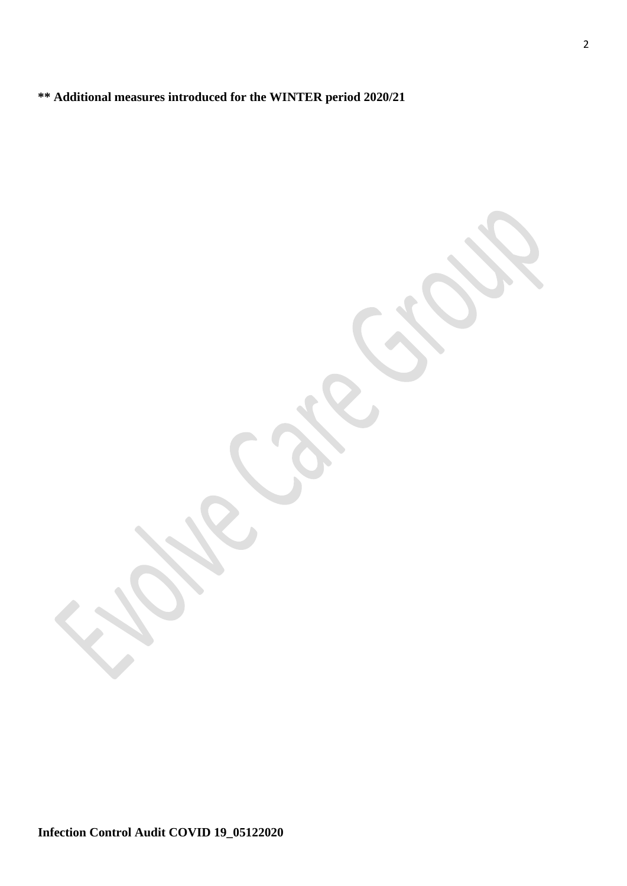**** Additional measures introduced for the WINTER period 2020/21**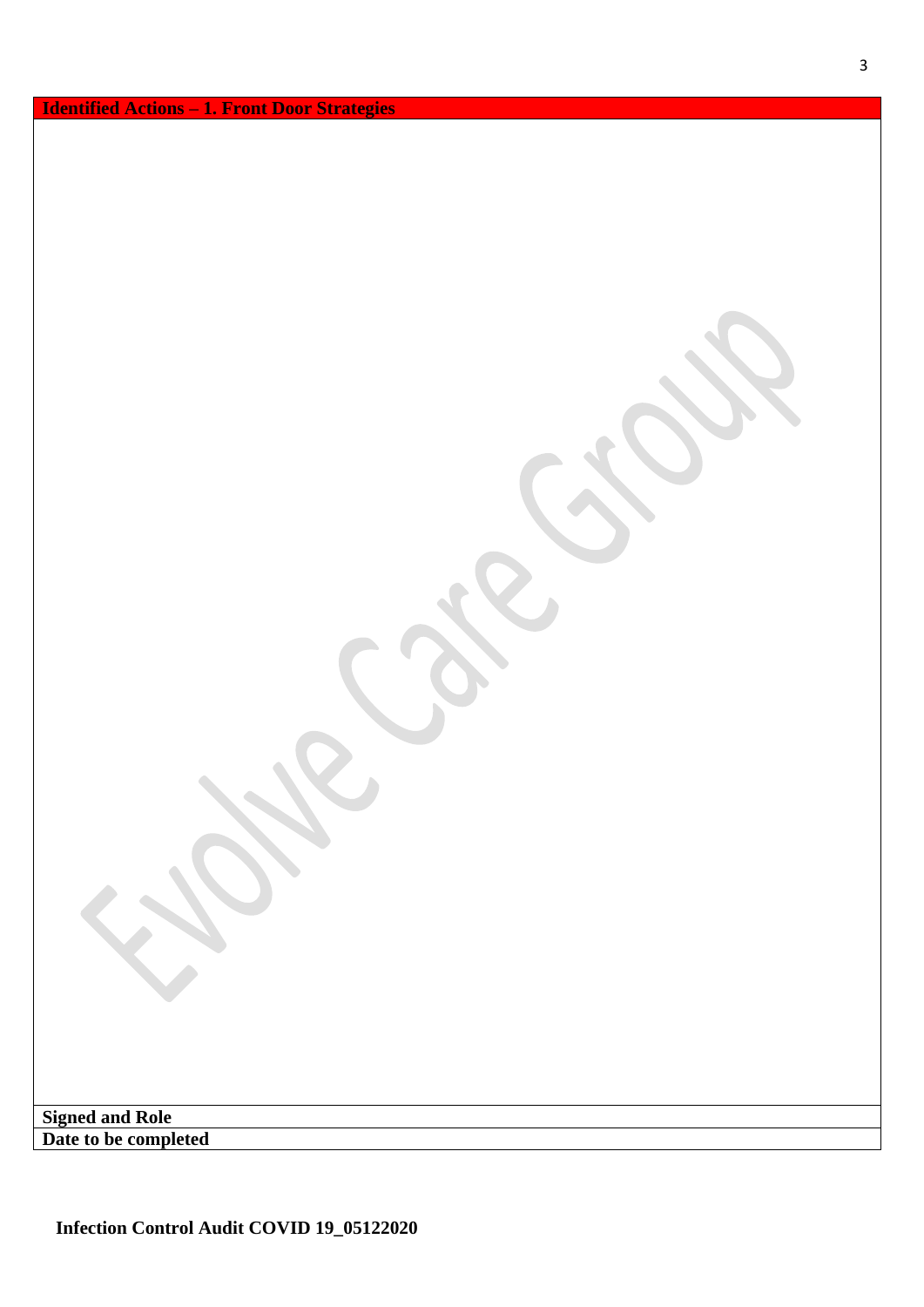| Identified Actions – 1. Front Door Strategies |
| --- |
| |
| **Signed and Role** |
| **Date to be completed** |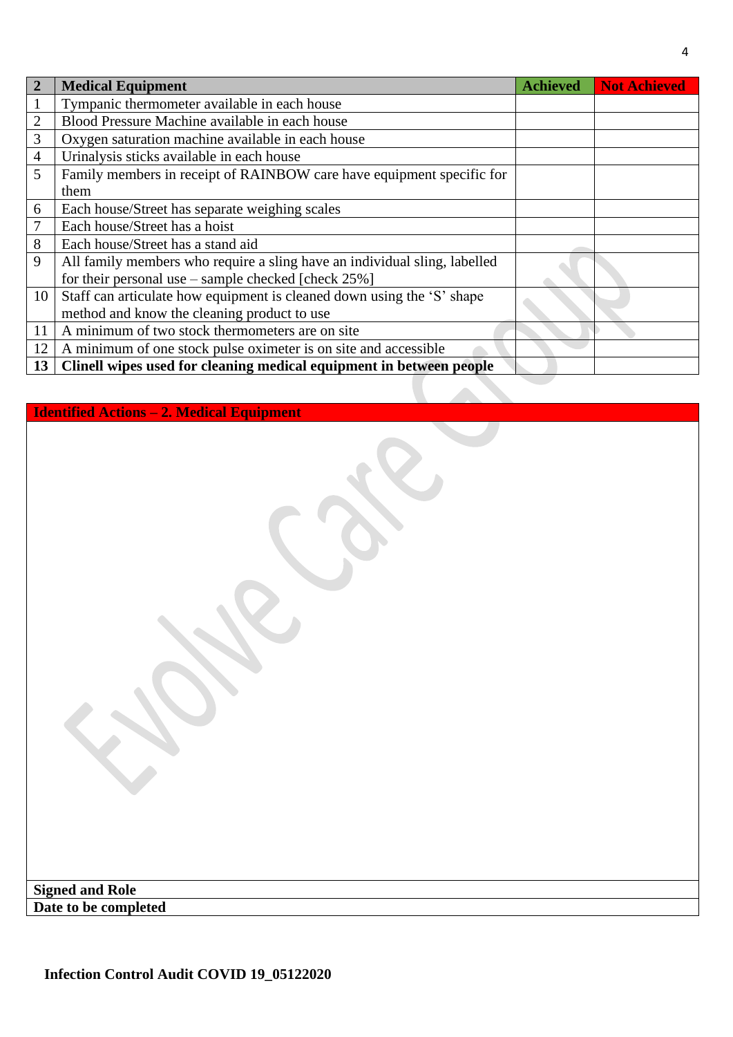| 2 | **Medical Equipment** | **Achieved** | **Not Achieved** |
|---|---|---|---|
| 1 | Tympanic thermometer available in each house | | |
| 2 | Blood Pressure Machine available in each house | | |
| 3 | Oxygen saturation machine available in each house | | |
| 4 | Urinalysis sticks available in each house | | |
| 5 | Family members in receipt of RAINBOW care have equipment specific for them | | |
| 6 | Each house/Street has separate weighing scales | | |
| 7 | Each house/Street has a hoist | | |
| 8 | Each house/Street has a stand aid | | |
| 9 | All family members who require a sling have an individual sling, labelled for their personal use – sample checked [check 25%] | | |
| 10 | Staff can articulate how equipment is cleaned down using the 'S' shape method and know the cleaning product to use | | |
| 11 | A minimum of two stock thermometers are on site | | |
| 12 | A minimum of one stock pulse oximeter is on site and accessible | | |
| **13** | **Clinell wipes used for cleaning medical equipment in between people** | | |

| **Identified Actions – 2. Medical Equipment** |
|---|
| |
| **Signed and Role** |
| **Date to be completed** |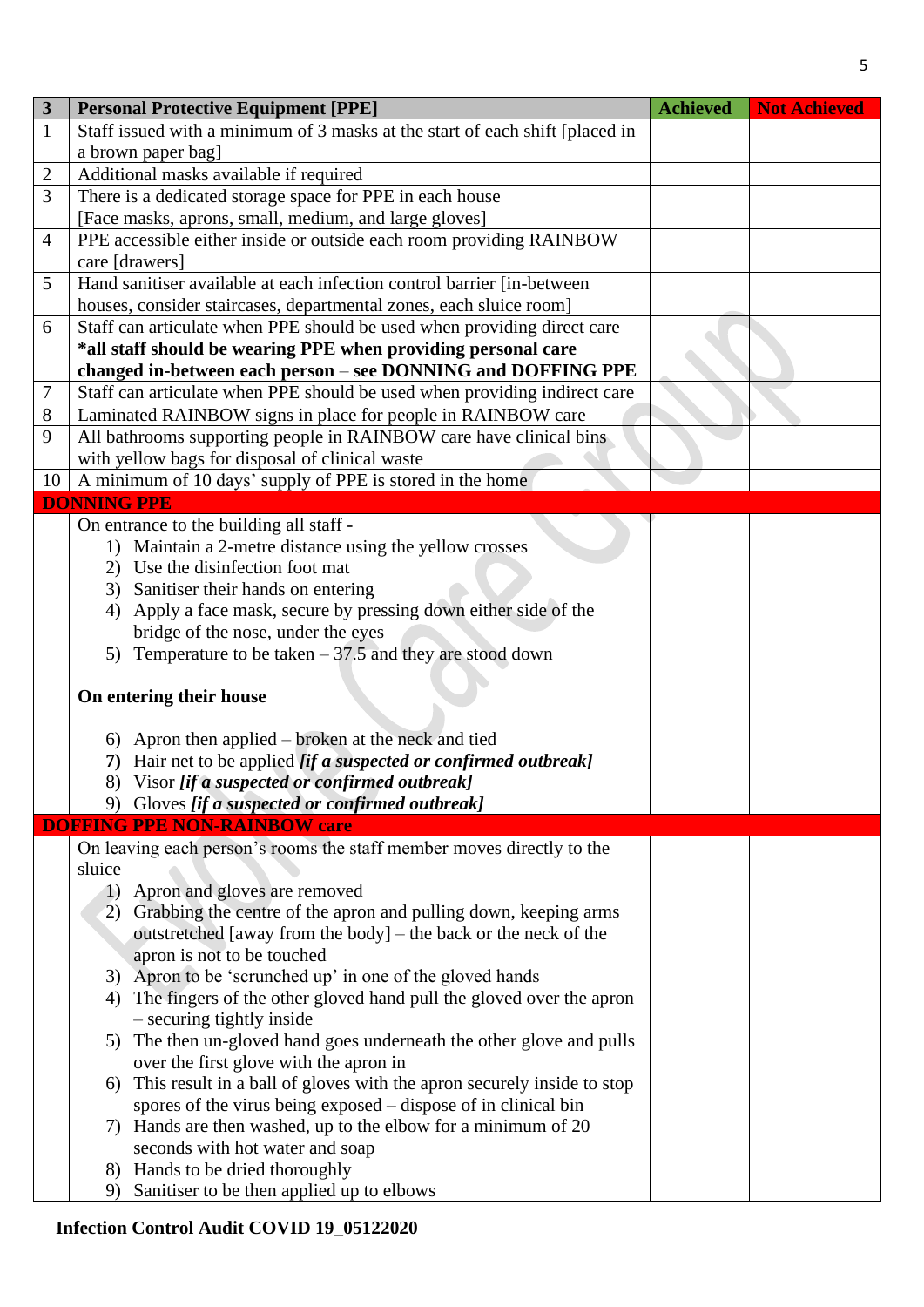| 3 | Personal Protective Equipment [PPE] | Achieved | Not Achieved |
|---|---|---|---|
| 1 | Staff issued with a minimum of 3 masks at the start of each shift [placed in a brown paper bag] | | |
| 2 | Additional masks available if required | | |
| 3 | There is a dedicated storage space for PPE in each house [Face masks, aprons, small, medium, and large gloves] | | |
| 4 | PPE accessible either inside or outside each room providing RAINBOW care [drawers] | | |
| 5 | Hand sanitiser available at each infection control barrier [in-between houses, consider staircases, departmental zones, each sluice room] | | |
| 6 | Staff can articulate when PPE should be used when providing direct care **\*all staff should be wearing PPE when providing personal care changed in-between each person – see DONNING and DOFFING PPE** | | |
| 7 | Staff can articulate when PPE should be used when providing indirect care | | |
| 8 | Laminated RAINBOW signs in place for people in RAINBOW care | | |
| 9 | All bathrooms supporting people in RAINBOW care have clinical bins with yellow bags for disposal of clinical waste | | |
| 10 | A minimum of 10 days' supply of PPE is stored in the home | | |
| **DONNING PPE** | | | |
| | On entrance to the building all staff -<br>1) Maintain a 2-metre distance using the yellow crosses<br>2) Use the disinfection foot mat<br>3) Sanitiser their hands on entering<br>4) Apply a face mask, secure by pressing down either side of the bridge of the nose, under the eyes<br>5) Temperature to be taken – 37.5 and they are stood down<br><br>**On entering their house**<br><br>6) Apron then applied – broken at the neck and tied<br>**7)** Hair net to be applied ***[if a suspected or confirmed outbreak]***<br>8) Visor ***[if a suspected or confirmed outbreak]***<br>9) Gloves ***[if a suspected or confirmed outbreak]*** | | |
| **DOFFING PPE NON-RAINBOW care** | | | |
| | On leaving each person's rooms the staff member moves directly to the sluice<br>1) Apron and gloves are removed<br>2) Grabbing the centre of the apron and pulling down, keeping arms outstretched [away from the body] – the back or the neck of the apron is not to be touched<br>3) Apron to be 'scrunched up' in one of the gloved hands<br>4) The fingers of the other gloved hand pull the gloved over the apron – securing tightly inside<br>5) The then un-gloved hand goes underneath the other glove and pulls over the first glove with the apron in<br>6) This result in a ball of gloves with the apron securely inside to stop spores of the virus being exposed – dispose of in clinical bin<br>7) Hands are then washed, up to the elbow for a minimum of 20 seconds with hot water and soap<br>8) Hands to be dried thoroughly<br>9) Sanitiser to be then applied up to elbows | | |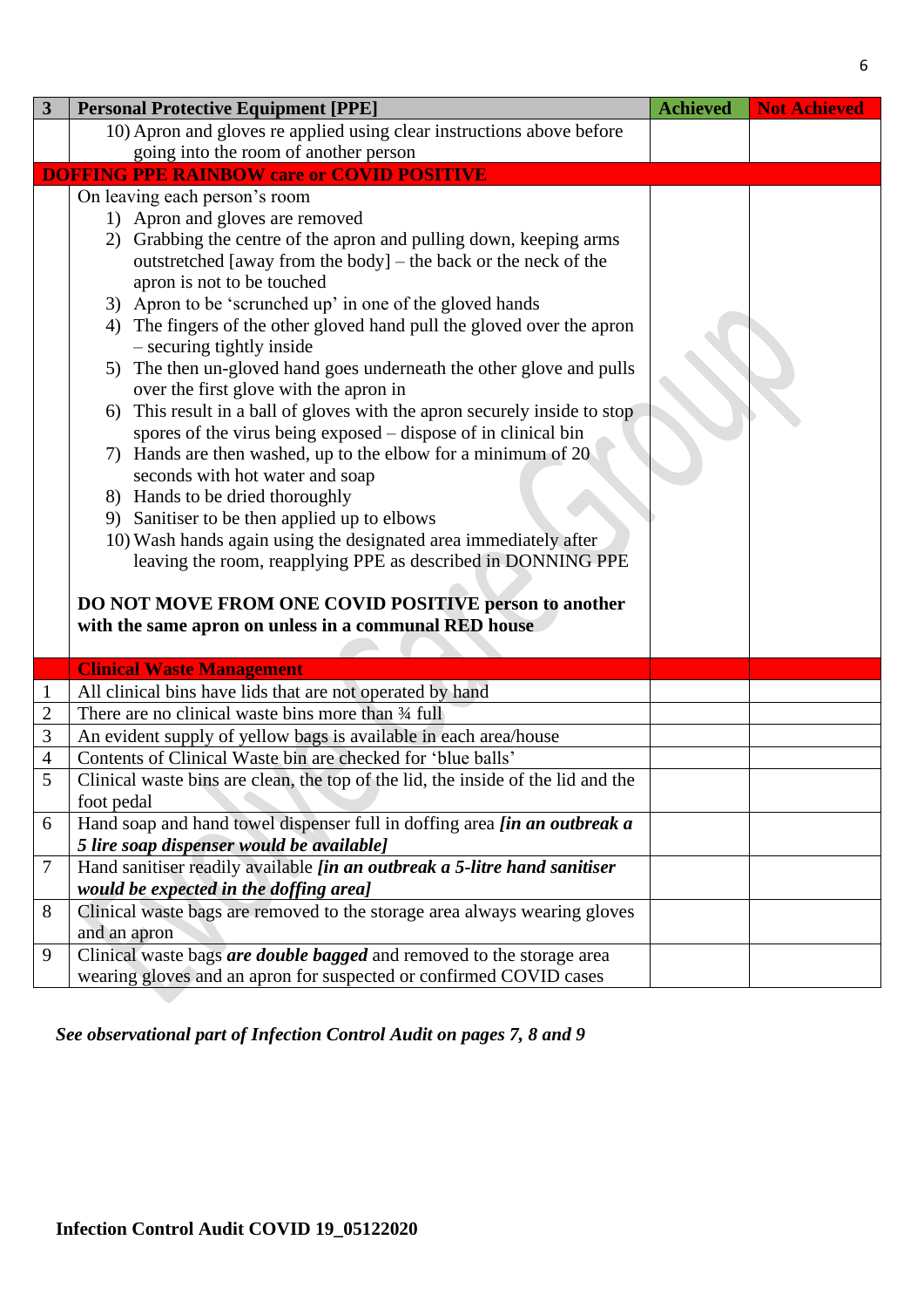| 3 | Personal Protective Equipment [PPE] | Achieved | Not Achieved |
|---|---|---|---|
| | 10) Apron and gloves re applied using clear instructions above before going into the room of another person | | |
| **DOFFING PPE RAINBOW care or COVID POSITIVE** | | | |
| | On leaving each person's room<br>1) Apron and gloves are removed<br>2) Grabbing the centre of the apron and pulling down, keeping arms outstretched [away from the body] – the back or the neck of the apron is not to be touched<br>3) Apron to be 'scrunched up' in one of the gloved hands<br>4) The fingers of the other gloved hand pull the gloved over the apron – securing tightly inside<br>5) The then un-gloved hand goes underneath the other glove and pulls over the first glove with the apron in<br>6) This result in a ball of gloves with the apron securely inside to stop spores of the virus being exposed – dispose of in clinical bin<br>7) Hands are then washed, up to the elbow for a minimum of 20 seconds with hot water and soap<br>8) Hands to be dried thoroughly<br>9) Sanitiser to be then applied up to elbows<br>10) Wash hands again using the designated area immediately after leaving the room, reapplying PPE as described in DONNING PPE<br><br>**DO NOT MOVE FROM ONE COVID POSITIVE person to another with the same apron on unless in a communal RED house** | | |
| | **Clinical Waste Management** | | |
| 1 | All clinical bins have lids that are not operated by hand | | |
| 2 | There are no clinical waste bins more than ¾ full | | |
| 3 | An evident supply of yellow bags is available in each area/house | | |
| 4 | Contents of Clinical Waste bin are checked for 'blue balls' | | |
| 5 | Clinical waste bins are clean, the top of the lid, the inside of the lid and the foot pedal | | |
| 6 | Hand soap and hand towel dispenser full in doffing area ***[in an outbreak a 5 lire soap dispenser would be available]*** | | |
| 7 | Hand sanitiser readily available ***[in an outbreak a 5-litre hand sanitiser would be expected in the doffing area]*** | | |
| 8 | Clinical waste bags are removed to the storage area always wearing gloves and an apron | | |
| 9 | Clinical waste bags ***are double bagged*** and removed to the storage area wearing gloves and an apron for suspected or confirmed COVID cases | | |

*See observational part of Infection Control Audit on pages 7, 8 and 9*

**Infection Control Audit COVID 19_05122020**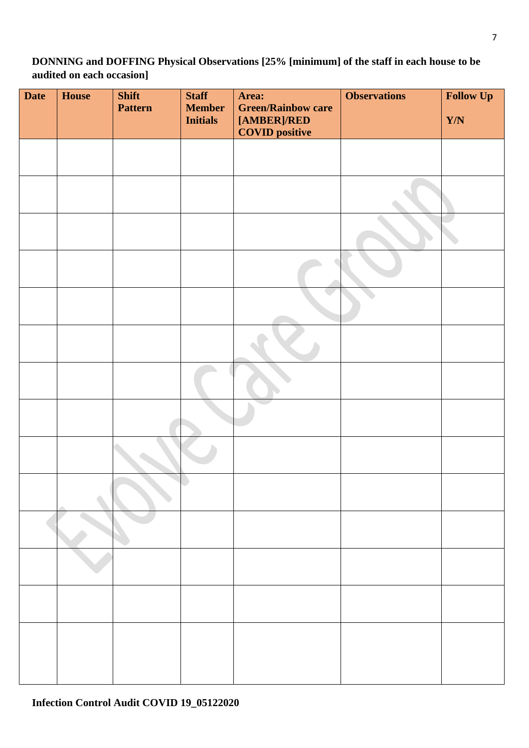**DONNING and DOFFING Physical Observations [25% [minimum] of the staff in each house to be audited on each occasion]**

| Date | House | Shift Pattern | Staff Member Initials | Area: Green/Rainbow care [AMBER]/RED COVID positive | Observations | Follow Up Y/N |
|---|---|---|---|---|---|---|
| | | | | | | |
| | | | | | | |
| | | | | | | |
| | | | | | | |
| | | | | | | |
| | | | | | | |
| | | | | | | |
| | | | | | | |
| | | | | | | |
| | | | | | | |
| | | | | | | |
| | | | | | | |
| | | | | | | |
| | | | | | | |

**Infection Control Audit COVID 19_05122020**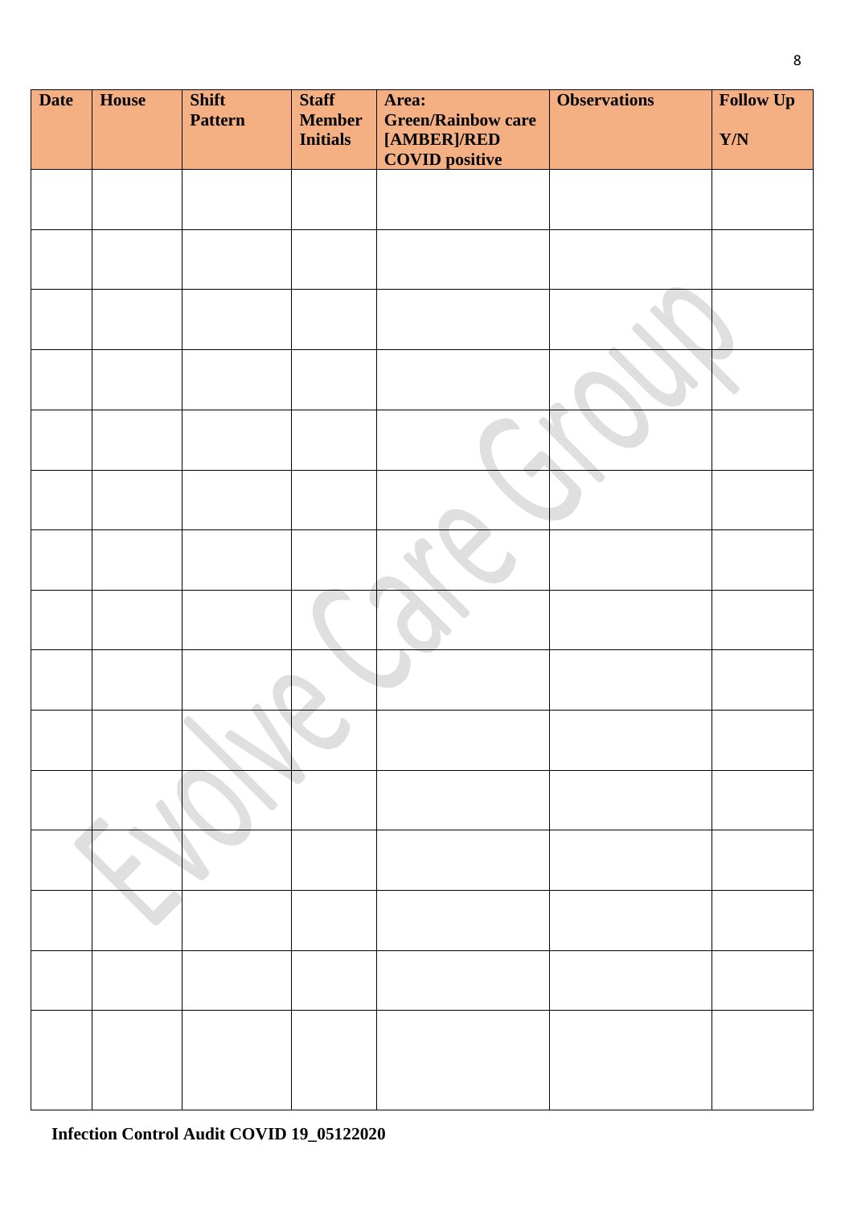| Date | House | Shift Pattern | Staff Member Initials | Area: Green/Rainbow care [AMBER]/RED COVID positive | Observations | Follow Up Y/N |
|---|---|---|---|---|---|---|
| | | | | | | |
| | | | | | | |
| | | | | | | |
| | | | | | | |
| | | | | | | |
| | | | | | | |
| | | | | | | |
| | | | | | | |
| | | | | | | |
| | | | | | | |
| | | | | | | |
| | | | | | | |
| | | | | | | |
| | | | | | | |
| | | | | | | |

**Infection Control Audit COVID 19_05122020**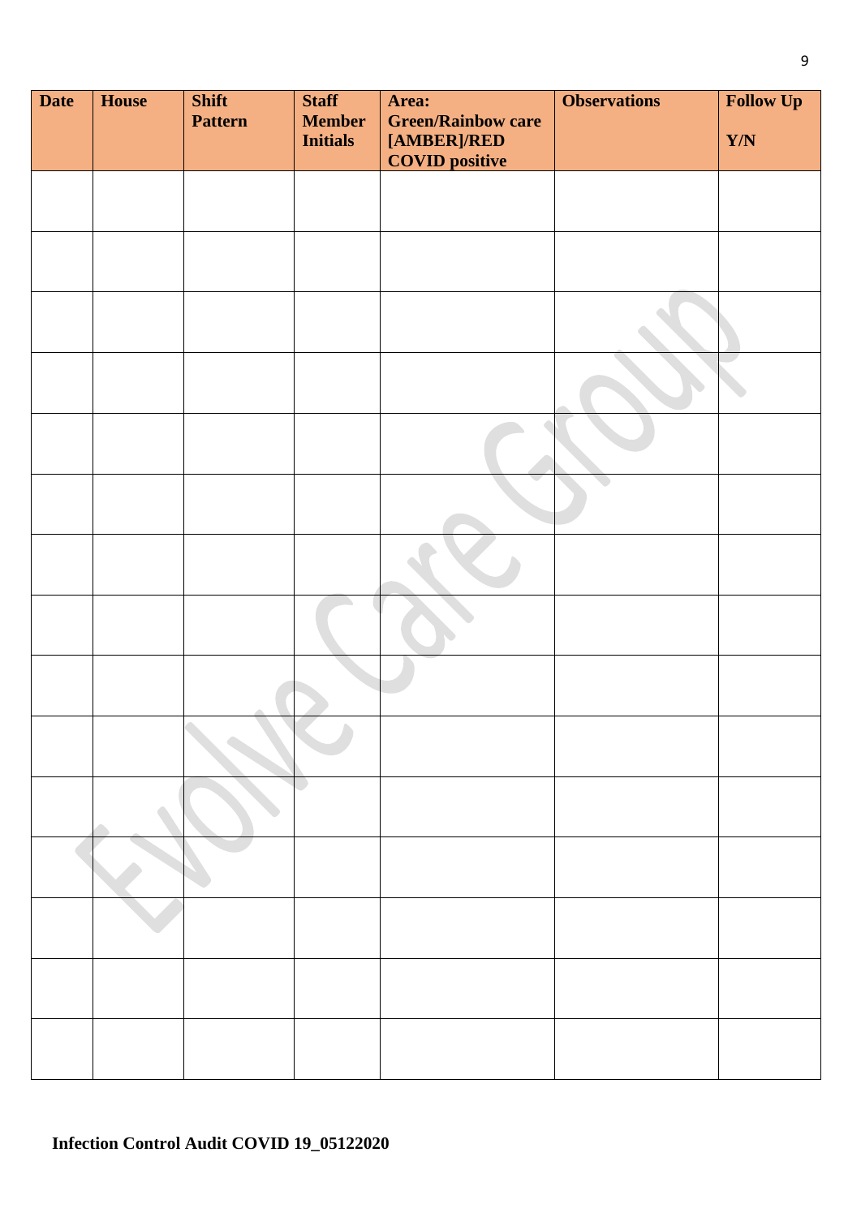| Date | House | Shift Pattern | Staff Member Initials | Area: Green/Rainbow care [AMBER]/RED COVID positive | Observations | Follow Up Y/N |
|---|---|---|---|---|---|---|
| | | | | | | |
| | | | | | | |
| | | | | | | |
| | | | | | | |
| | | | | | | |
| | | | | | | |
| | | | | | | |
| | | | | | | |
| | | | | | | |
| | | | | | | |
| | | | | | | |
| | | | | | | |
| | | | | | | |
| | | | | | | |
| | | | | | | |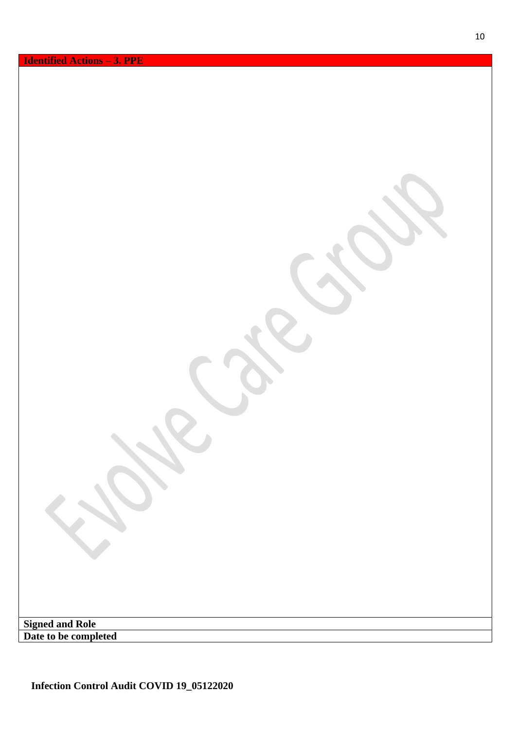| Identified Actions – 3. PPE |
|---|
| |
| **Signed and Role** |
| **Date to be completed** |

**Infection Control Audit COVID 19_05122020**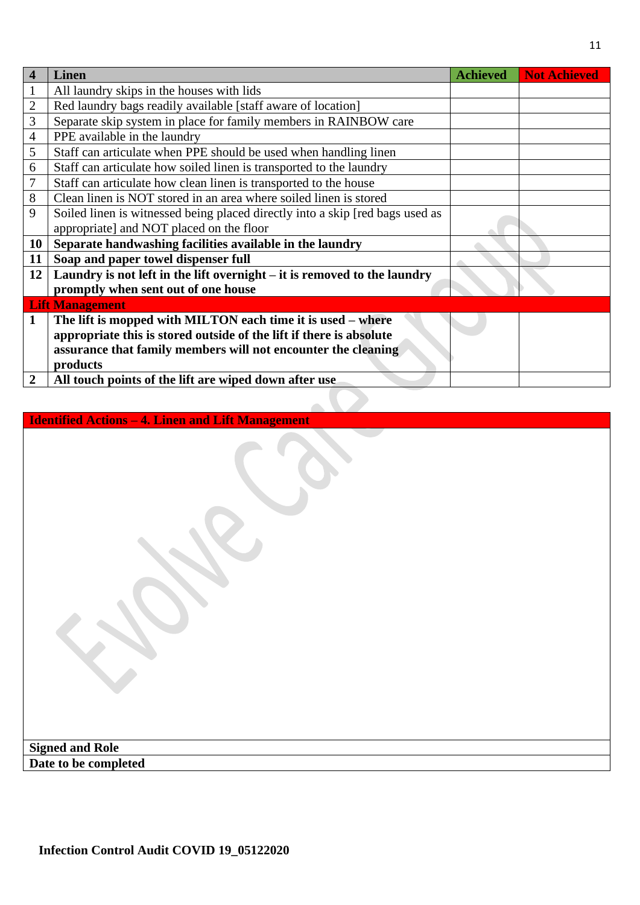| 4 | Linen | Achieved | Not Achieved |
|---|---|---|---|
| 1 | All laundry skips in the houses with lids | | |
| 2 | Red laundry bags readily available [staff aware of location] | | |
| 3 | Separate skip system in place for family members in RAINBOW care | | |
| 4 | PPE available in the laundry | | |
| 5 | Staff can articulate when PPE should be used when handling linen | | |
| 6 | Staff can articulate how soiled linen is transported to the laundry | | |
| 7 | Staff can articulate how clean linen is transported to the house | | |
| 8 | Clean linen is NOT stored in an area where soiled linen is stored | | |
| 9 | Soiled linen is witnessed being placed directly into a skip [red bags used as appropriate] and NOT placed on the floor | | |
| **10** | **Separate handwashing facilities available in the laundry** | | |
| **11** | **Soap and paper towel dispenser full** | | |
| **12** | **Laundry is not left in the lift overnight – it is removed to the laundry promptly when sent out of one house** | | |
| **Lift Management** | | | |
| **1** | **The lift is mopped with MILTON each time it is used – where appropriate this is stored outside of the lift if there is absolute assurance that family members will not encounter the cleaning products** | | |
| **2** | **All touch points of the lift are wiped down after use** | | |

| **Identified Actions – 4. Linen and Lift Management** |
|---|
| |
| **Signed and Role** |
| **Date to be completed** |

**Infection Control Audit COVID 19_05122020**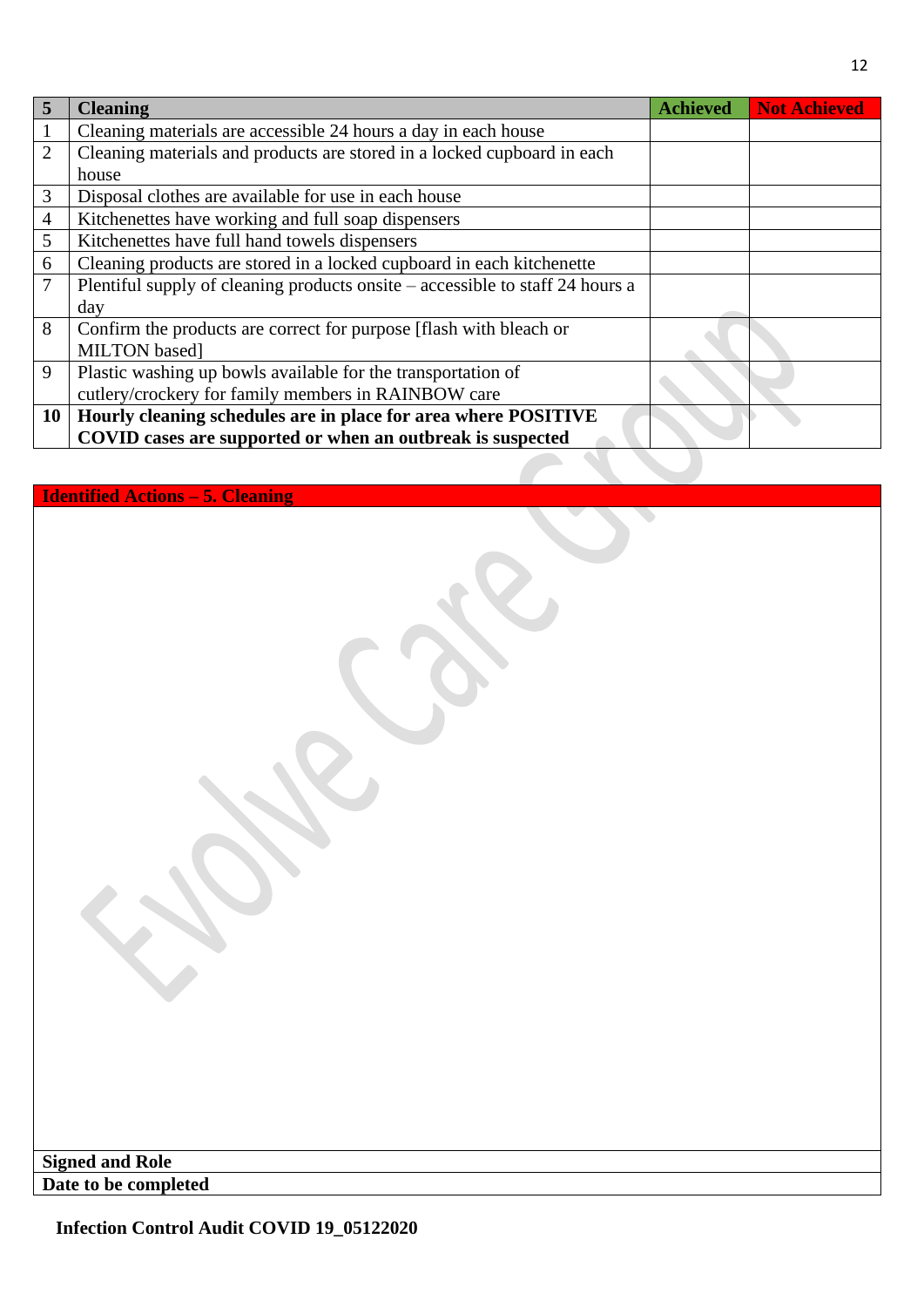| 5 | **Cleaning** | **Achieved** | **Not Achieved** |
|---|---|---|---|
| 1 | Cleaning materials are accessible 24 hours a day in each house | | |
| 2 | Cleaning materials and products are stored in a locked cupboard in each house | | |
| 3 | Disposal clothes are available for use in each house | | |
| 4 | Kitchenettes have working and full soap dispensers | | |
| 5 | Kitchenettes have full hand towels dispensers | | |
| 6 | Cleaning products are stored in a locked cupboard in each kitchenette | | |
| 7 | Plentiful supply of cleaning products onsite – accessible to staff 24 hours a day | | |
| 8 | Confirm the products are correct for purpose [flash with bleach or MILTON based] | | |
| 9 | Plastic washing up bowls available for the transportation of cutlery/crockery for family members in RAINBOW care | | |
| **10** | **Hourly cleaning schedules are in place for area where POSITIVE COVID cases are supported or when an outbreak is suspected** | | |

| **Identified Actions – 5. Cleaning** |
|---|
| |
| **Signed and Role** |
| **Date to be completed** |

**Infection Control Audit COVID 19_05122020**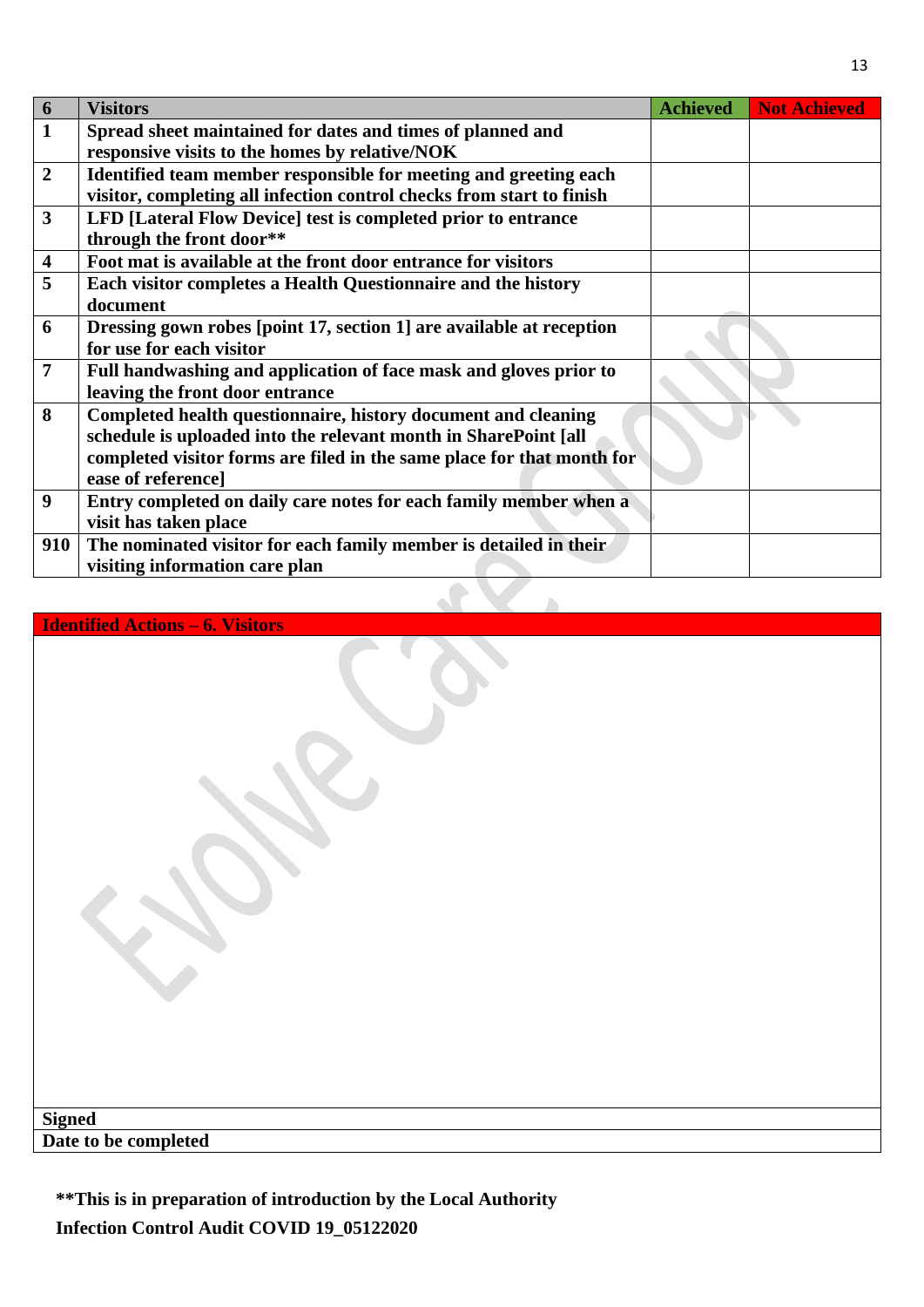| 6 | Visitors | Achieved | Not Achieved |
|---|---|---|---|
| 1 | Spread sheet maintained for dates and times of planned and responsive visits to the homes by relative/NOK | | |
| 2 | Identified team member responsible for meeting and greeting each visitor, completing all infection control checks from start to finish | | |
| 3 | LFD [Lateral Flow Device] test is completed prior to entrance through the front door** | | |
| 4 | Foot mat is available at the front door entrance for visitors | | |
| 5 | Each visitor completes a Health Questionnaire and the history document | | |
| 6 | Dressing gown robes [point 17, section 1] are available at reception for use for each visitor | | |
| 7 | Full handwashing and application of face mask and gloves prior to leaving the front door entrance | | |
| 8 | Completed health questionnaire, history document and cleaning schedule is uploaded into the relevant month in SharePoint [all completed visitor forms are filed in the same place for that month for ease of reference] | | |
| 9 | Entry completed on daily care notes for each family member when a visit has taken place | | |
| 910 | The nominated visitor for each family member is detailed in their visiting information care plan | | |

| Identified Actions – 6. Visitors |
|---|
| |
| Signed |
| Date to be completed |

**This is in preparation of introduction by the Local Authority

Infection Control Audit COVID 19_05122020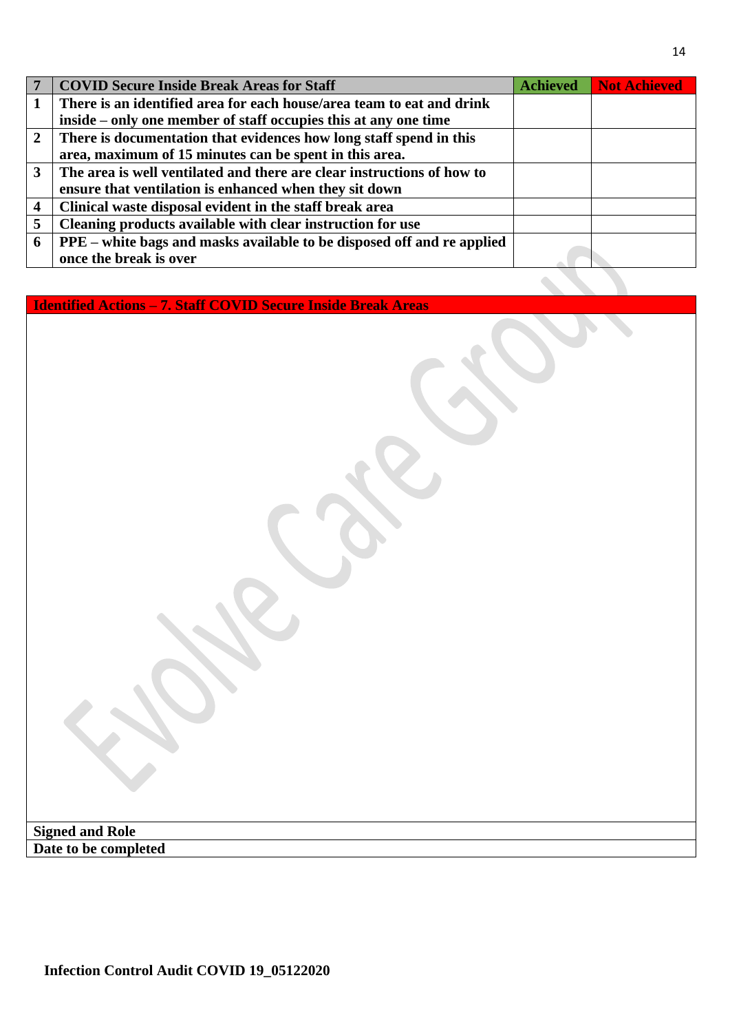| 7 | COVID Secure Inside Break Areas for Staff | Achieved | Not Achieved |
|---|---|---|---|
| 1 | There is an identified area for each house/area team to eat and drink inside – only one member of staff occupies this at any one time | | |
| 2 | There is documentation that evidences how long staff spend in this area, maximum of 15 minutes can be spent in this area. | | |
| 3 | The area is well ventilated and there are clear instructions of how to ensure that ventilation is enhanced when they sit down | | |
| 4 | Clinical waste disposal evident in the staff break area | | |
| 5 | Cleaning products available with clear instruction for use | | |
| 6 | PPE – white bags and masks available to be disposed off and re applied once the break is over | | |

| Identified Actions – 7. Staff COVID Secure Inside Break Areas |
|---|
| |
| **Signed and Role** |
| **Date to be completed** |

**Infection Control Audit COVID 19_05122020**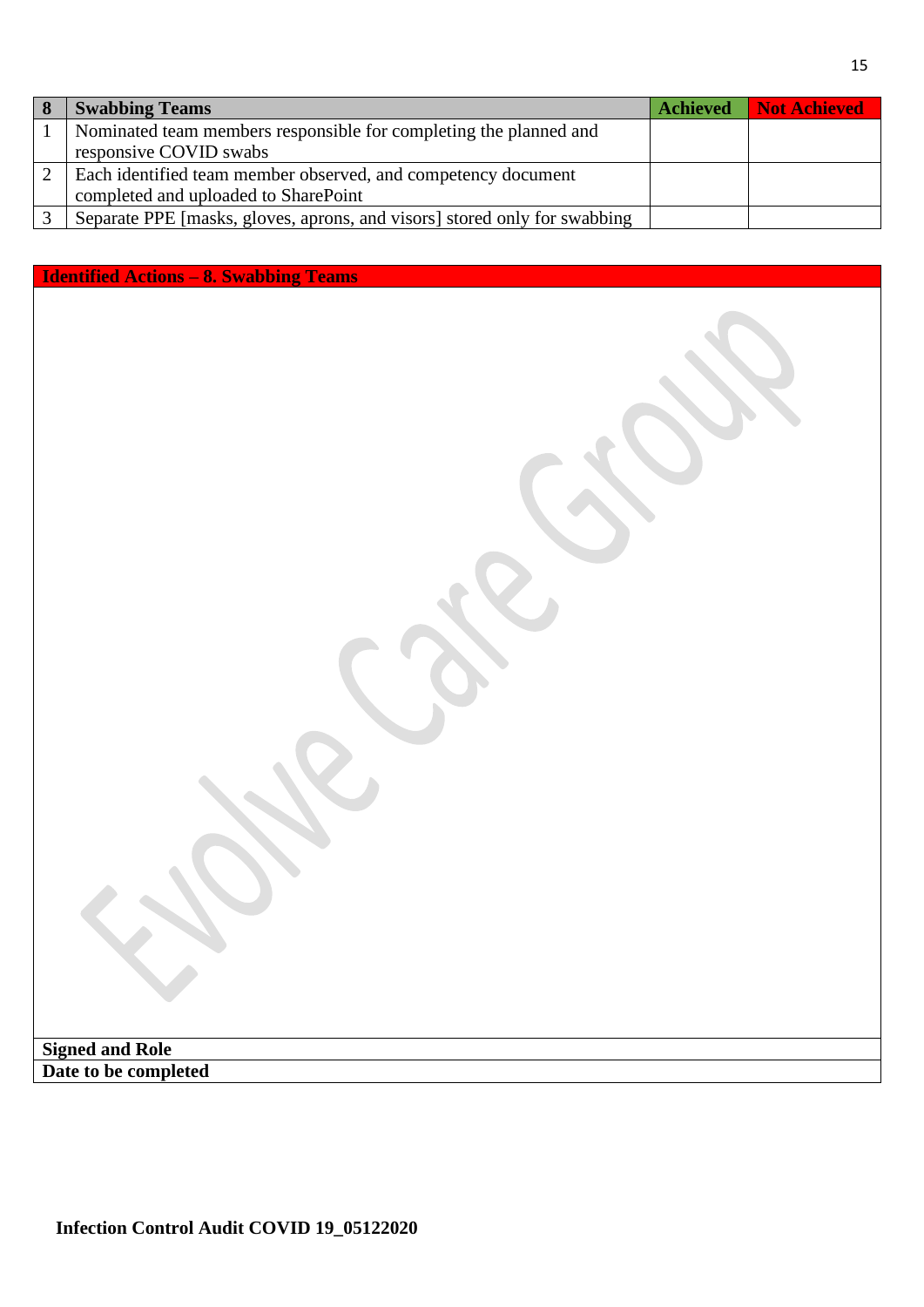| 8 | Swabbing Teams | Achieved | Not Achieved |
|---|---|---|---|
| 1 | Nominated team members responsible for completing the planned and responsive COVID swabs | | |
| 2 | Each identified team member observed, and competency document completed and uploaded to SharePoint | | |
| 3 | Separate PPE [masks, gloves, aprons, and visors] stored only for swabbing | | |

| Identified Actions – 8. Swabbing Teams |
|---|
| |
| **Signed and Role** |
| **Date to be completed** |

**Infection Control Audit COVID 19_05122020**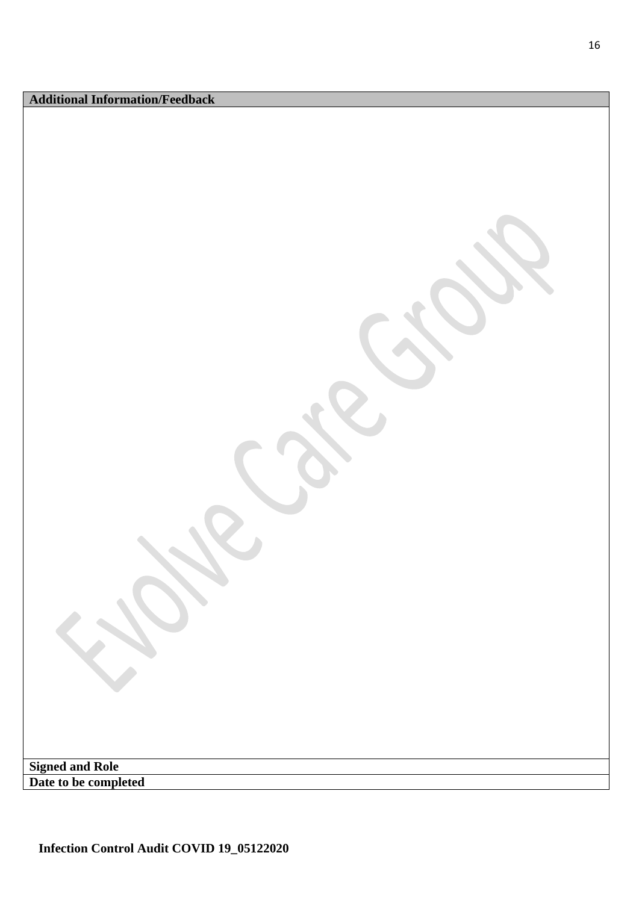| Additional Information/Feedback |
| --- |
| |
| **Signed and Role** |
| **Date to be completed** |

**Infection Control Audit COVID 19_05122020**